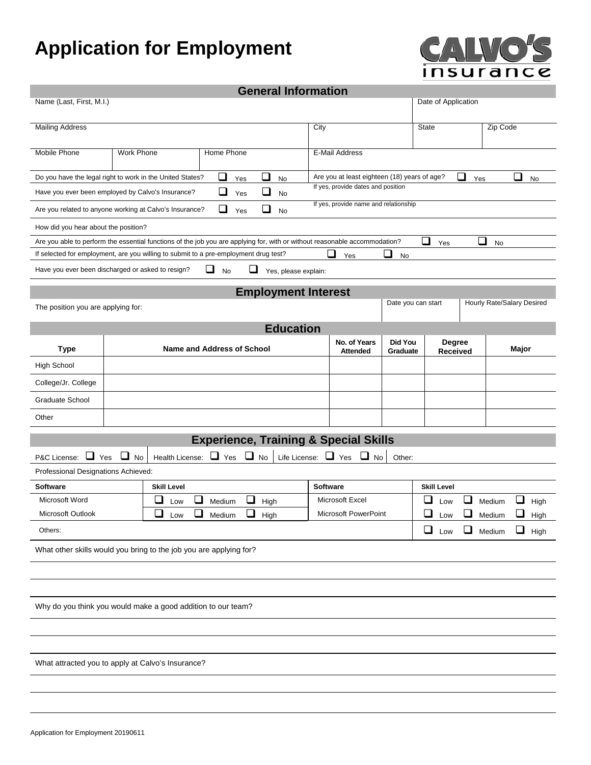# Application for Employment

CALVO'S insurance

## General Information

| Name (Last, First, M.I.) | | | | Date of Application | |
|---|---|---|---|---|---|
| Mailing Address | | | City | State | Zip Code |
| Mobile Phone | Work Phone | Home Phone | E-Mail Address | | |

Do you have the legal right to work in the United States? ☐ Yes ☐ No

Are you at least eighteen (18) years of age? ☐ Yes ☐ No

Have you ever been employed by Calvo's Insurance? ☐ Yes ☐ No

If yes, provide dates and position

Are you related to anyone working at Calvo's Insurance? ☐ Yes ☐ No

If yes, provide name and relationship

How did you hear about the position?

Are you able to perform the essential functions of the job you are applying for, with or without reasonable accommodation? ☐ Yes ☐ No

If selected for employment, are you willing to submit to a pre-employment drug test? ☐ Yes ☐ No

Have you ever been discharged or asked to resign? ☐ No ☐ Yes, please explain:

## Employment Interest

| The position you are applying for: | Date you can start | Hourly Rate/Salary Desired |
|---|---|---|
| | | |

## Education

| Type | Name and Address of School | No. of Years Attended | Did You Graduate | Degree Received | Major |
|---|---|---|---|---|---|
| High School | | | | | |
| College/Jr. College | | | | | |
| Graduate School | | | | | |
| Other | | | | | |

## Experience, Training & Special Skills

P&C License: ☐ Yes ☐ No | Health License: ☐ Yes ☐ No | Life License: ☐ Yes ☐ No | Other:

Professional Designations Achieved:

| Software | Skill Level | Software | Skill Level |
|---|---|---|---|
| Microsoft Word | ☐ Low ☐ Medium ☐ High | Microsoft Excel | ☐ Low ☐ Medium ☐ High |
| Microsoft Outlook | ☐ Low ☐ Medium ☐ High | Microsoft PowerPoint | ☐ Low ☐ Medium ☐ High |
| Others: | | | ☐ Low ☐ Medium ☐ High |

What other skills would you bring to the job you are applying for?

Why do you think you would make a good addition to our team?

What attracted you to apply at Calvo's Insurance?

Application for Employment 20190611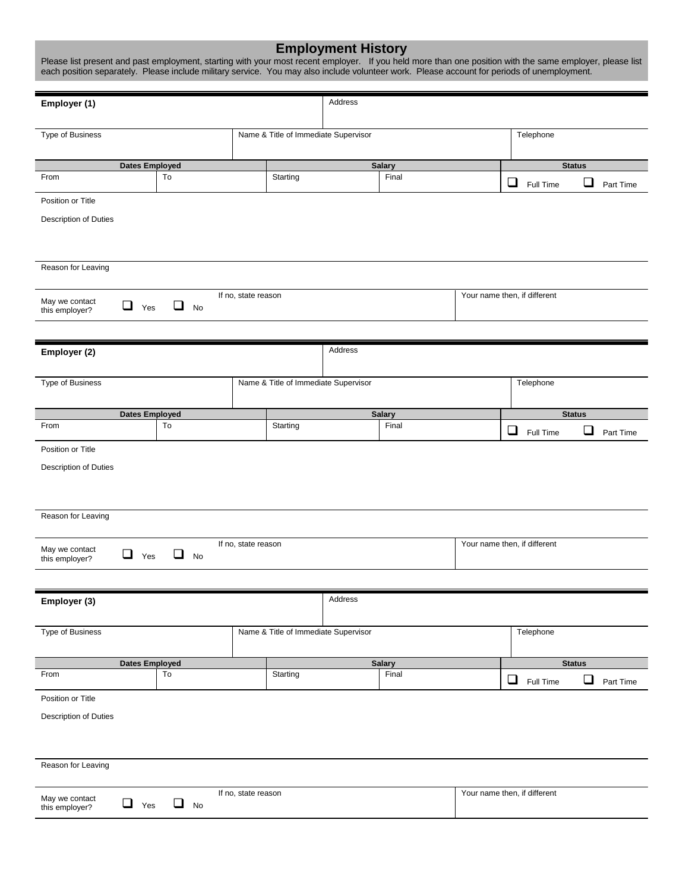# Employment History

Please list present and past employment, starting with your most recent employer. If you held more than one position with the same employer, please list each position separately. Please include military service. You may also include volunteer work. Please account for periods of unemployment.

---

**Employer (1)** | Address

Type of Business | Name & Title of Immediate Supervisor | Telephone

| Dates Employed | | Salary | | Status | |
|---|---|---|---|---|---|
| From | To | Starting | Final | ☐ Full Time | ☐ Part Time |

Position or Title

Description of Duties

Reason for Leaving

May we contact this employer? ☐ Yes ☐ No | If no, state reason | Your name then, if different

---

**Employer (2)** | Address

Type of Business | Name & Title of Immediate Supervisor | Telephone

| Dates Employed | | Salary | | Status | |
|---|---|---|---|---|---|
| From | To | Starting | Final | ☐ Full Time | ☐ Part Time |

Position or Title

Description of Duties

Reason for Leaving

May we contact this employer? ☐ Yes ☐ No | If no, state reason | Your name then, if different

---

**Employer (3)** | Address

Type of Business | Name & Title of Immediate Supervisor | Telephone

| Dates Employed | | Salary | | Status | |
|---|---|---|---|---|---|
| From | To | Starting | Final | ☐ Full Time | ☐ Part Time |

Position or Title

Description of Duties

Reason for Leaving

May we contact this employer? ☐ Yes ☐ No | If no, state reason | Your name then, if different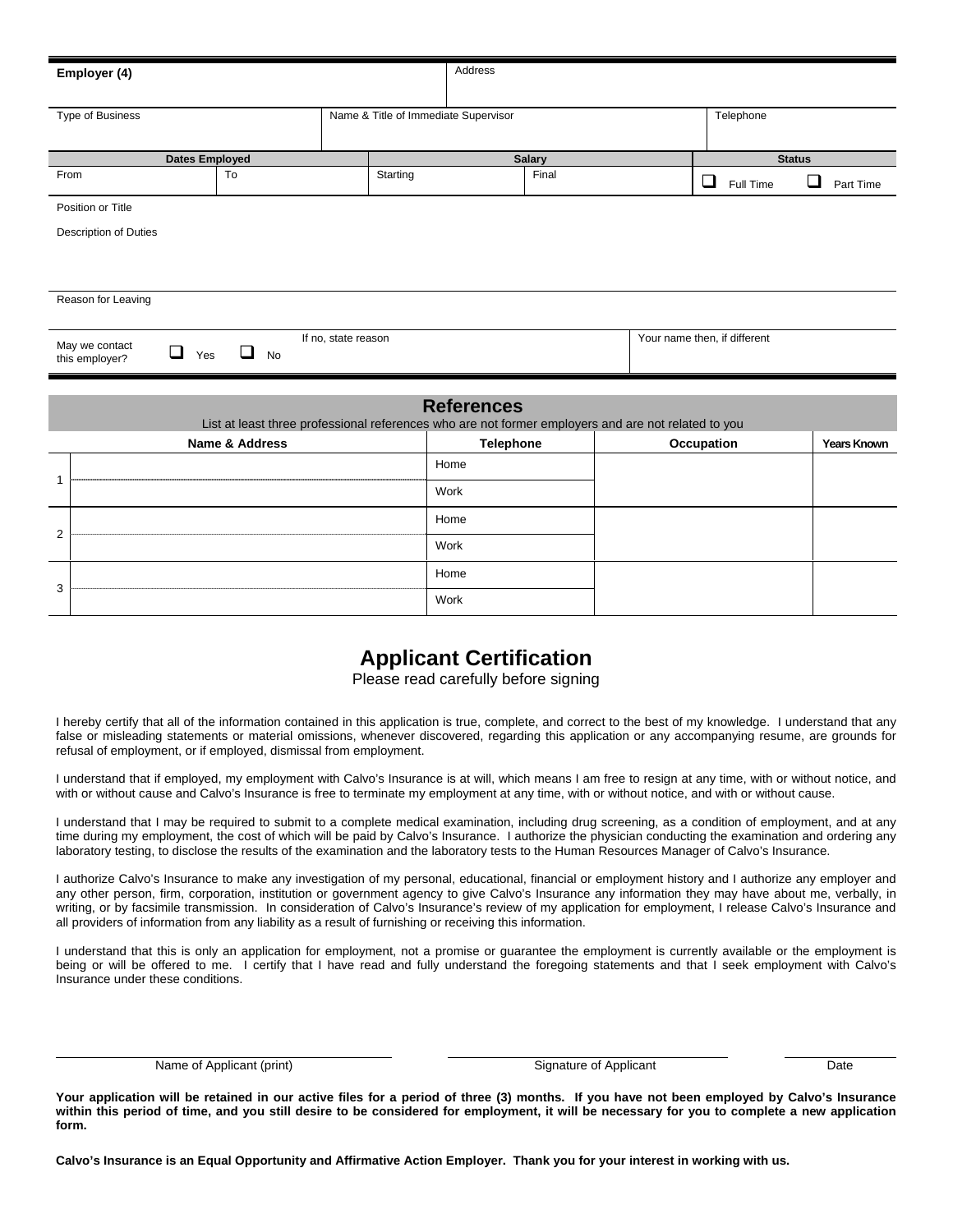| **Employer (4)** | | | Address | | | |
|---|---|---|---|---|---|---|
| Type of Business | | Name & Title of Immediate Supervisor | | | Telephone | |
| **Dates Employed** | | **Salary** | | | **Status** | |
| From | To | Starting | Final | | ☐ Full Time | ☐ Part Time |

Position or Title

Description of Duties

Reason for Leaving

| May we contact this employer? ☐ Yes ☐ No | If no, state reason | Your name then, if different |
|---|---|---|

## References

List at least three professional references who are not former employers and are not related to you

| | Name & Address | Telephone | Occupation | Years Known |
|---|---|---|---|---|
| 1 | | Home | | |
| | | Work | | |
| 2 | | Home | | |
| | | Work | | |
| 3 | | Home | | |
| | | Work | | |

# Applicant Certification

Please read carefully before signing

I hereby certify that all of the information contained in this application is true, complete, and correct to the best of my knowledge. I understand that any false or misleading statements or material omissions, whenever discovered, regarding this application or any accompanying resume, are grounds for refusal of employment, or if employed, dismissal from employment.

I understand that if employed, my employment with Calvo's Insurance is at will, which means I am free to resign at any time, with or without notice, and with or without cause and Calvo's Insurance is free to terminate my employment at any time, with or without notice, and with or without cause.

I understand that I may be required to submit to a complete medical examination, including drug screening, as a condition of employment, and at any time during my employment, the cost of which will be paid by Calvo's Insurance. I authorize the physician conducting the examination and ordering any laboratory testing, to disclose the results of the examination and the laboratory tests to the Human Resources Manager of Calvo's Insurance.

I authorize Calvo's Insurance to make any investigation of my personal, educational, financial or employment history and I authorize any employer and any other person, firm, corporation, institution or government agency to give Calvo's Insurance any information they may have about me, verbally, in writing, or by facsimile transmission. In consideration of Calvo's Insurance's review of my application for employment, I release Calvo's Insurance and all providers of information from any liability as a result of furnishing or receiving this information.

I understand that this is only an application for employment, not a promise or guarantee the employment is currently available or the employment is being or will be offered to me. I certify that I have read and fully understand the foregoing statements and that I seek employment with Calvo's Insurance under these conditions.

Name of Applicant (print) &nbsp;&nbsp;&nbsp; Signature of Applicant &nbsp;&nbsp;&nbsp; Date

**Your application will be retained in our active files for a period of three (3) months. If you have not been employed by Calvo's Insurance within this period of time, and you still desire to be considered for employment, it will be necessary for you to complete a new application form.**

**Calvo's Insurance is an Equal Opportunity and Affirmative Action Employer. Thank you for your interest in working with us.**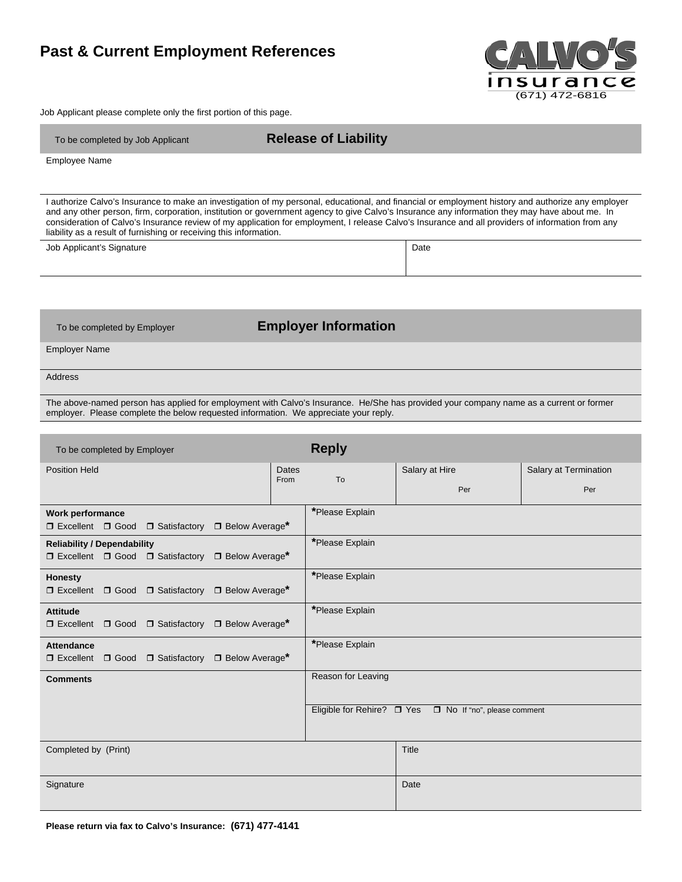# Past & Current Employment References

**CALVO'S insurance**
(671) 472-6816

Job Applicant please complete only the first portion of this page.

| To be completed by Job Applicant | **Release of Liability** |
|---|---|
| Employee Name | |

I authorize Calvo's Insurance to make an investigation of my personal, educational, and financial or employment history and authorize any employer and any other person, firm, corporation, institution or government agency to give Calvo's Insurance any information they may have about me. In consideration of Calvo's Insurance review of my application for employment, I release Calvo's Insurance and all providers of information from any liability as a result of furnishing or receiving this information.

| Job Applicant's Signature | Date |
|---|---|
| | |

| To be completed by Employer | **Employer Information** |
|---|---|
| Employer Name | |
| Address | |

The above-named person has applied for employment with Calvo's Insurance. He/She has provided your company name as a current or former employer. Please complete the below requested information. We appreciate your reply.

| To be completed by Employer | **Reply** | | |
|---|---|---|---|
| Position Held | Dates From To | Salary at Hire Per | Salary at Termination Per |

| | |
|---|---|
| **Work performance** ❒ Excellent ❒ Good ❒ Satisfactory ❒ Below Average* | *Please Explain |
| **Reliability / Dependability** ❒ Excellent ❒ Good ❒ Satisfactory ❒ Below Average* | *Please Explain |
| **Honesty** ❒ Excellent ❒ Good ❒ Satisfactory ❒ Below Average* | *Please Explain |
| **Attitude** ❒ Excellent ❒ Good ❒ Satisfactory ❒ Below Average* | *Please Explain |
| **Attendance** ❒ Excellent ❒ Good ❒ Satisfactory ❒ Below Average* | *Please Explain |
| **Comments** | Reason for Leaving |
| | Eligible for Rehire? ❒ Yes ❒ No If "no", please comment |

| | |
|---|---|
| Completed by (Print) | Title |
| Signature | Date |

**Please return via fax to Calvo's Insurance: (671) 477-4141**